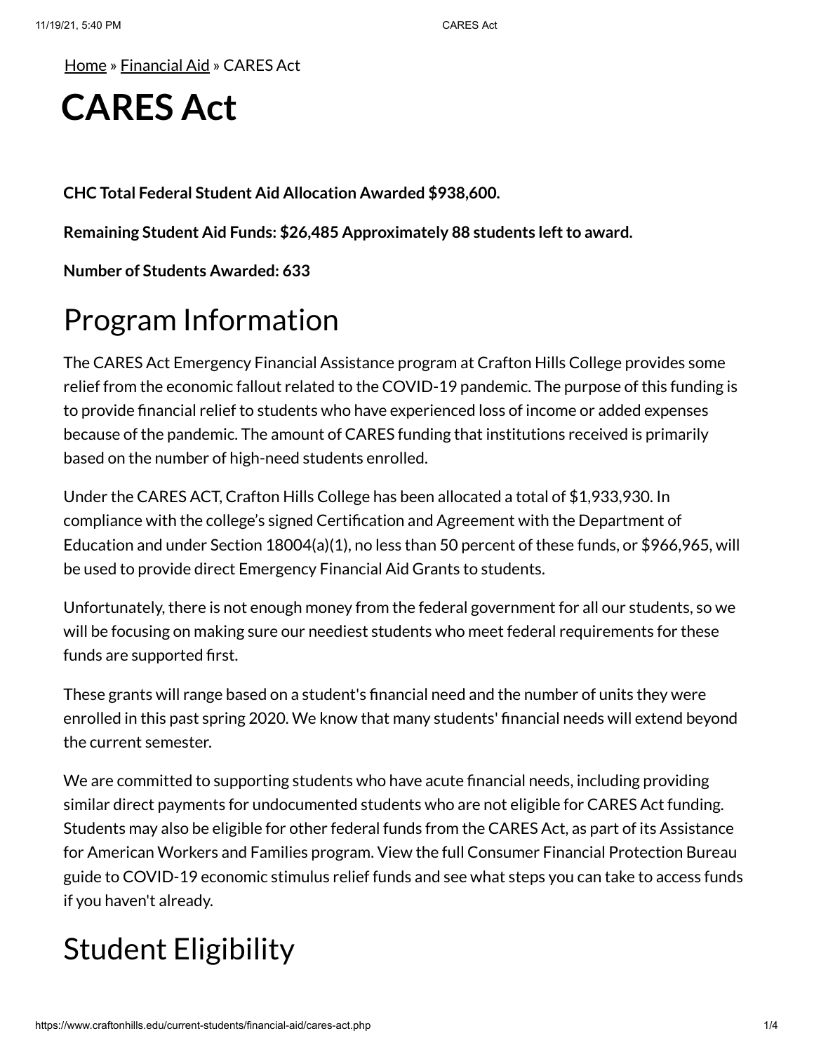Home » Financial Aid » CARES Act

# CARES Act

**CHC Total Federal Student Aid Allocation Awarded $938,600.**

**Remaining Student Aid Funds: $26,485 Approximately 88 students left to award.**

**Number of Students Awarded: 633**

## Program Information

The CARES Act Emergency Financial Assistance program at Crafton Hills College provides some relief from the economic fallout related to the COVID-19 pandemic. The purpose of this funding is to provide financial relief to students who have experienced loss of income or added expenses because of the pandemic. The amount of CARES funding that institutions received is primarily based on the number of high-need students enrolled.

Under the CARES ACT, Crafton Hills College has been allocated a total of $1,933,930. In compliance with the college's signed Certification and Agreement with the Department of Education and under Section 18004(a)(1), no less than 50 percent of these funds, or $966,965, will be used to provide direct Emergency Financial Aid Grants to students.

Unfortunately, there is not enough money from the federal government for all our students, so we will be focusing on making sure our neediest students who meet federal requirements for these funds are supported first.

These grants will range based on a student's financial need and the number of units they were enrolled in this past spring 2020. We know that many students' financial needs will extend beyond the current semester.

We are committed to supporting students who have acute financial needs, including providing similar direct payments for undocumented students who are not eligible for CARES Act funding. Students may also be eligible for other federal funds from the CARES Act, as part of its Assistance for American Workers and Families program. View the full Consumer Financial Protection Bureau guide to COVID-19 economic stimulus relief funds and see what steps you can take to access funds if you haven't already.

## Student Eligibility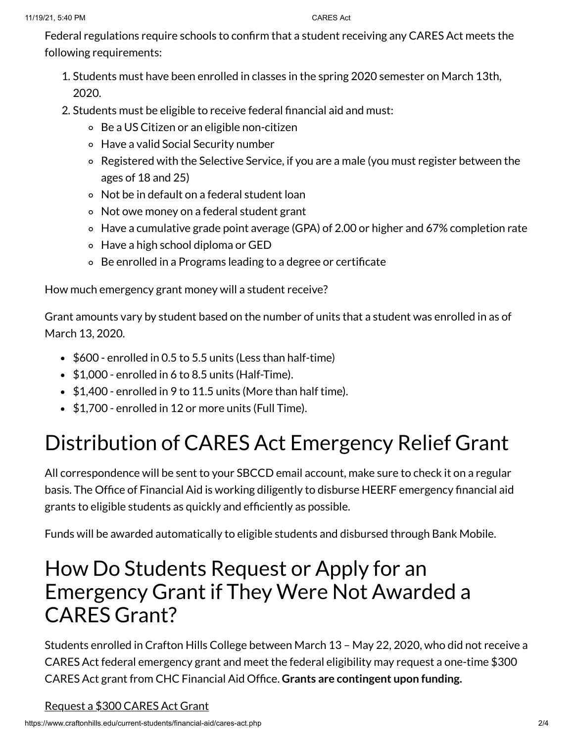Federal regulations require schools to confirm that a student receiving any CARES Act meets the following requirements:

1. Students must have been enrolled in classes in the spring 2020 semester on March 13th, 2020.
2. Students must be eligible to receive federal financial aid and must:
   - Be a US Citizen or an eligible non-citizen
   - Have a valid Social Security number
   - Registered with the Selective Service, if you are a male (you must register between the ages of 18 and 25)
   - Not be in default on a federal student loan
   - Not owe money on a federal student grant
   - Have a cumulative grade point average (GPA) of 2.00 or higher and 67% completion rate
   - Have a high school diploma or GED
   - Be enrolled in a Programs leading to a degree or certificate

How much emergency grant money will a student receive?

Grant amounts vary by student based on the number of units that a student was enrolled in as of March 13, 2020.

- $600 - enrolled in 0.5 to 5.5 units (Less than half-time)
- $1,000 - enrolled in 6 to 8.5 units (Half-Time).
- $1,400 - enrolled in 9 to 11.5 units (More than half time).
- $1,700 - enrolled in 12 or more units (Full Time).

# Distribution of CARES Act Emergency Relief Grant

All correspondence will be sent to your SBCCD email account, make sure to check it on a regular basis. The Office of Financial Aid is working diligently to disburse HEERF emergency financial aid grants to eligible students as quickly and efficiently as possible.

Funds will be awarded automatically to eligible students and disbursed through Bank Mobile.

# How Do Students Request or Apply for an Emergency Grant if They Were Not Awarded a CARES Grant?

Students enrolled in Crafton Hills College between March 13 – May 22, 2020, who did not receive a CARES Act federal emergency grant and meet the federal eligibility may request a one-time $300 CARES Act grant from CHC Financial Aid Office. **Grants are contingent upon funding.**

Request a $300 CARES Act Grant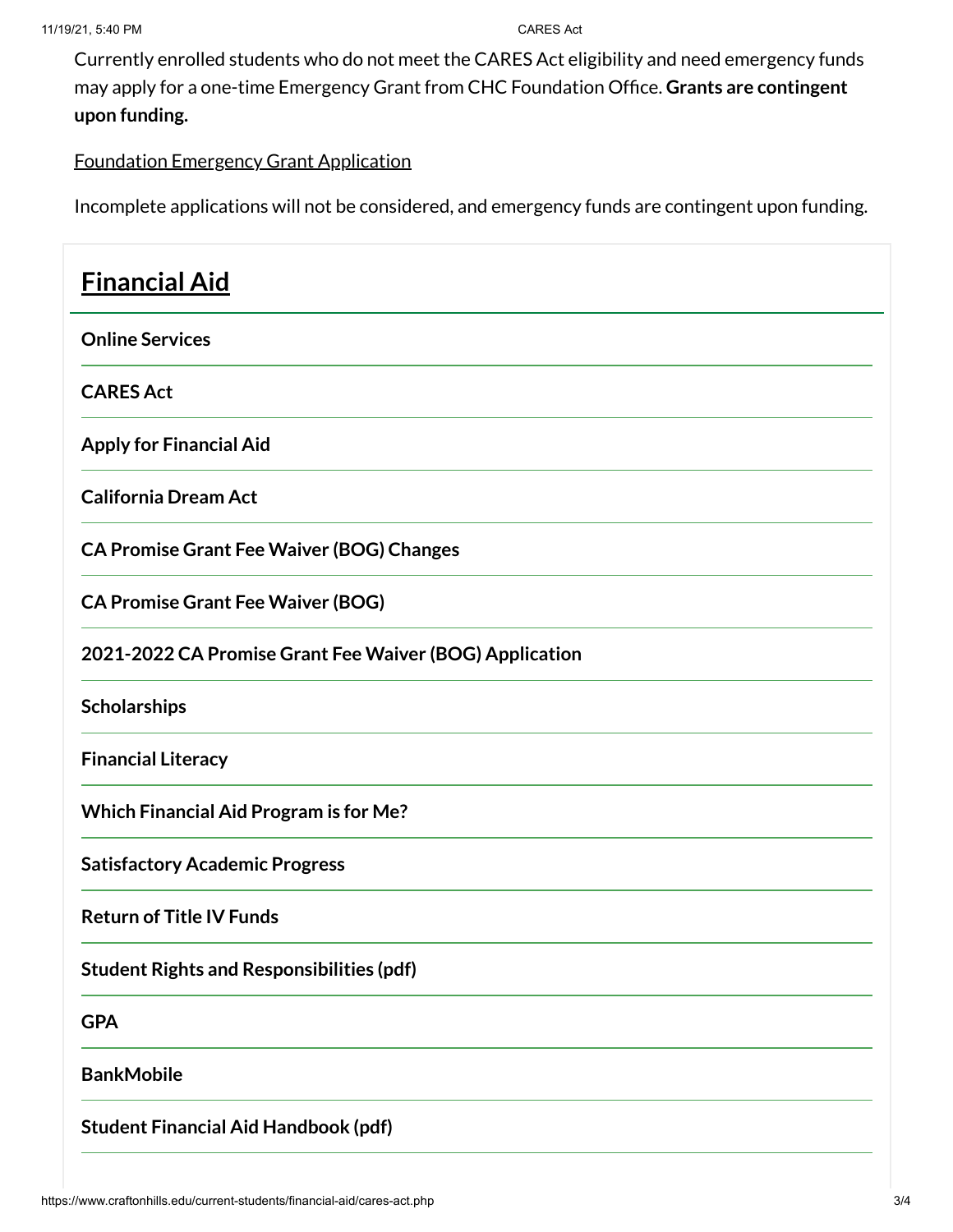Currently enrolled students who do not meet the CARES Act eligibility and need emergency funds may apply for a one-time Emergency Grant from CHC Foundation Office. **Grants are contingent upon funding.**

Foundation Emergency Grant Application

Incomplete applications will not be considered, and emergency funds are contingent upon funding.

## Financial Aid

**Online Services**

**CARES Act**

**Apply for Financial Aid**

**California Dream Act**

**CA Promise Grant Fee Waiver (BOG) Changes**

**CA Promise Grant Fee Waiver (BOG)**

**2021-2022 CA Promise Grant Fee Waiver (BOG) Application**

**Scholarships**

**Financial Literacy**

**Which Financial Aid Program is for Me?**

**Satisfactory Academic Progress**

**Return of Title IV Funds**

**Student Rights and Responsibilities (pdf)**

**GPA**

**BankMobile**

**Student Financial Aid Handbook (pdf)**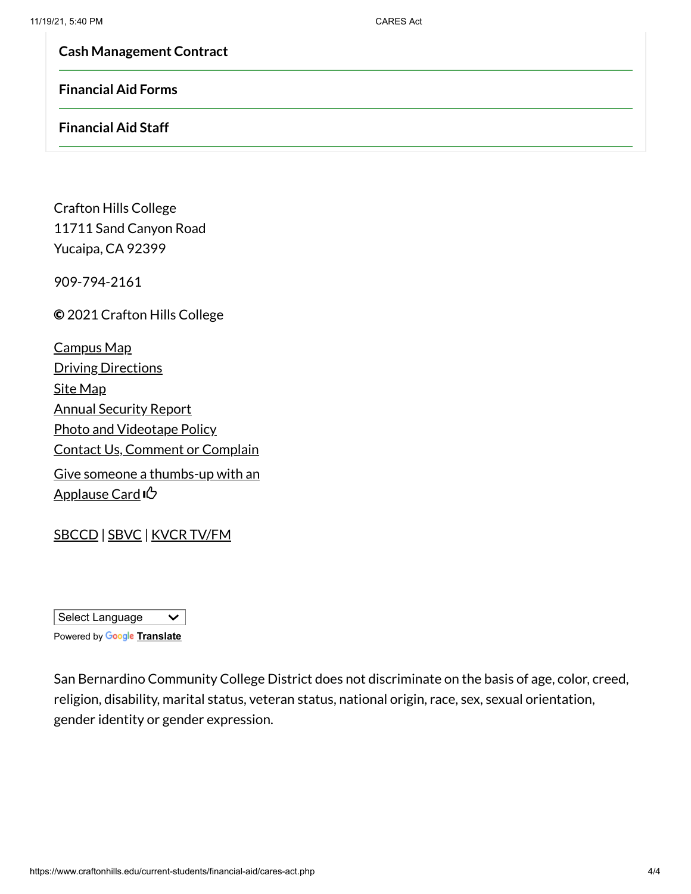**Cash Management Contract**

**Financial Aid Forms**

**Financial Aid Staff**

Crafton Hills College
11711 Sand Canyon Road
Yucaipa, CA 92399

909-794-2161

© 2021 Crafton Hills College

Campus Map
Driving Directions
Site Map
Annual Security Report
Photo and Videotape Policy
Contact Us, Comment or Complain
Give someone a thumbs-up with an Applause Card

SBCCD | SBVC | KVCR TV/FM

Select Language
Powered by Google Translate

San Bernardino Community College District does not discriminate on the basis of age, color, creed, religion, disability, marital status, veteran status, national origin, race, sex, sexual orientation, gender identity or gender expression.